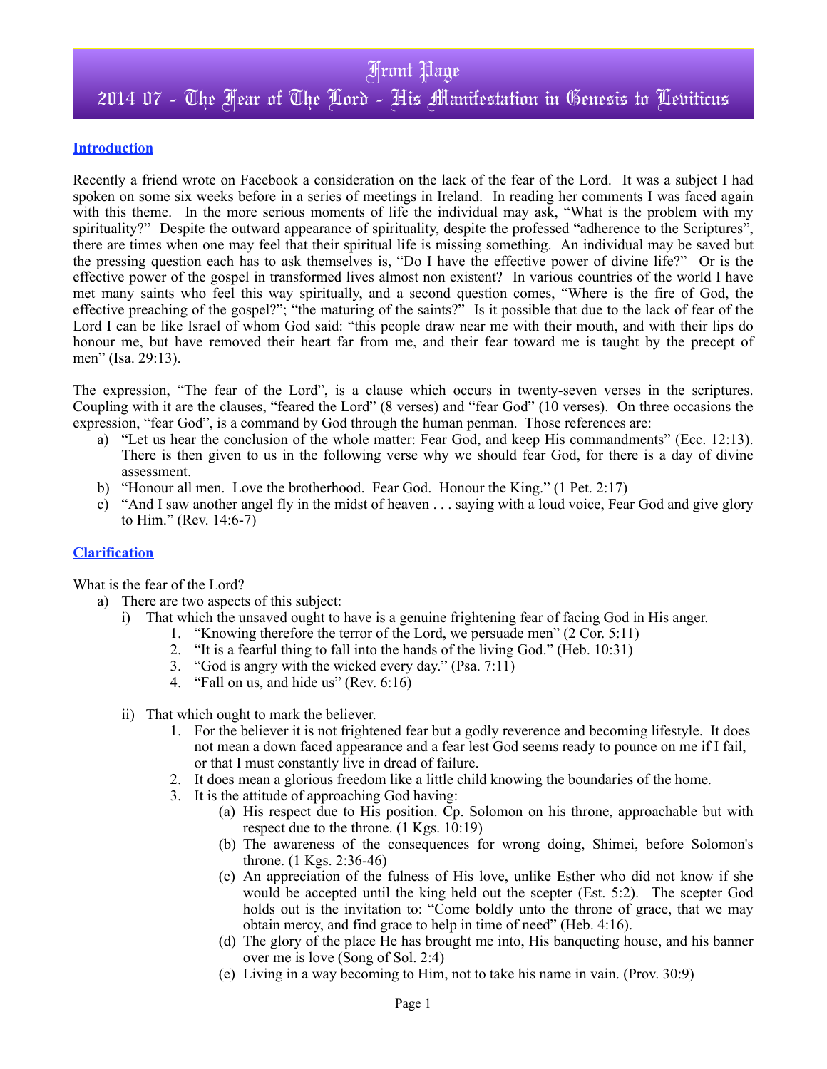# Front Page

## 2014 07 - The Fear of The Lord - His Manifestation in Genesis to Leviticus

### Introduction

Recently a friend wrote on Facebook a consideration on the lack of the fear of the Lord. It was a subject I had spoken on some six weeks before in a series of meetings in Ireland. In reading her comments I was faced again with this theme. In the more serious moments of life the individual may ask, "What is the problem with my spirituality?" Despite the outward appearance of spirituality, despite the professed "adherence to the Scriptures", there are times when one may feel that their spiritual life is missing something. An individual may be saved but the pressing question each has to ask themselves is, "Do I have the effective power of divine life?" Or is the effective power of the gospel in transformed lives almost non existent? In various countries of the world I have met many saints who feel this way spiritually, and a second question comes, "Where is the fire of God, the effective preaching of the gospel?"; "the maturing of the saints?" Is it possible that due to the lack of fear of the Lord I can be like Israel of whom God said: "this people draw near me with their mouth, and with their lips do honour me, but have removed their heart far from me, and their fear toward me is taught by the precept of men" (Isa. 29:13).

The expression, "The fear of the Lord", is a clause which occurs in twenty-seven verses in the scriptures. Coupling with it are the clauses, "feared the Lord" (8 verses) and "fear God" (10 verses). On three occasions the expression, "fear God", is a command by God through the human penman. Those references are:

a) "Let us hear the conclusion of the whole matter: Fear God, and keep His commandments" (Ecc. 12:13). There is then given to us in the following verse why we should fear God, for there is a day of divine assessment.
b) "Honour all men. Love the brotherhood. Fear God. Honour the King." (1 Pet. 2:17)
c) "And I saw another angel fly in the midst of heaven . . . saying with a loud voice, Fear God and give glory to Him." (Rev. 14:6-7)

### Clarification

What is the fear of the Lord?

a) There are two aspects of this subject:
   i) That which the unsaved ought to have is a genuine frightening fear of facing God in His anger.
      1. "Knowing therefore the terror of the Lord, we persuade men" (2 Cor. 5:11)
      2. "It is a fearful thing to fall into the hands of the living God." (Heb. 10:31)
      3. "God is angry with the wicked every day." (Psa. 7:11)
      4. "Fall on us, and hide us" (Rev. 6:16)

   ii) That which ought to mark the believer.
      1. For the believer it is not frightened fear but a godly reverence and becoming lifestyle. It does not mean a down faced appearance and a fear lest God seems ready to pounce on me if I fail, or that I must constantly live in dread of failure.
      2. It does mean a glorious freedom like a little child knowing the boundaries of the home.
      3. It is the attitude of approaching God having:
         (a) His respect due to His position. Cp. Solomon on his throne, approachable but with respect due to the throne. (1 Kgs. 10:19)
         (b) The awareness of the consequences for wrong doing, Shimei, before Solomon's throne. (1 Kgs. 2:36-46)
         (c) An appreciation of the fulness of His love, unlike Esther who did not know if she would be accepted until the king held out the scepter (Est. 5:2). The scepter God holds out is the invitation to: "Come boldly unto the throne of grace, that we may obtain mercy, and find grace to help in time of need" (Heb. 4:16).
         (d) The glory of the place He has brought me into, His banqueting house, and his banner over me is love (Song of Sol. 2:4)
         (e) Living in a way becoming to Him, not to take his name in vain. (Prov. 30:9)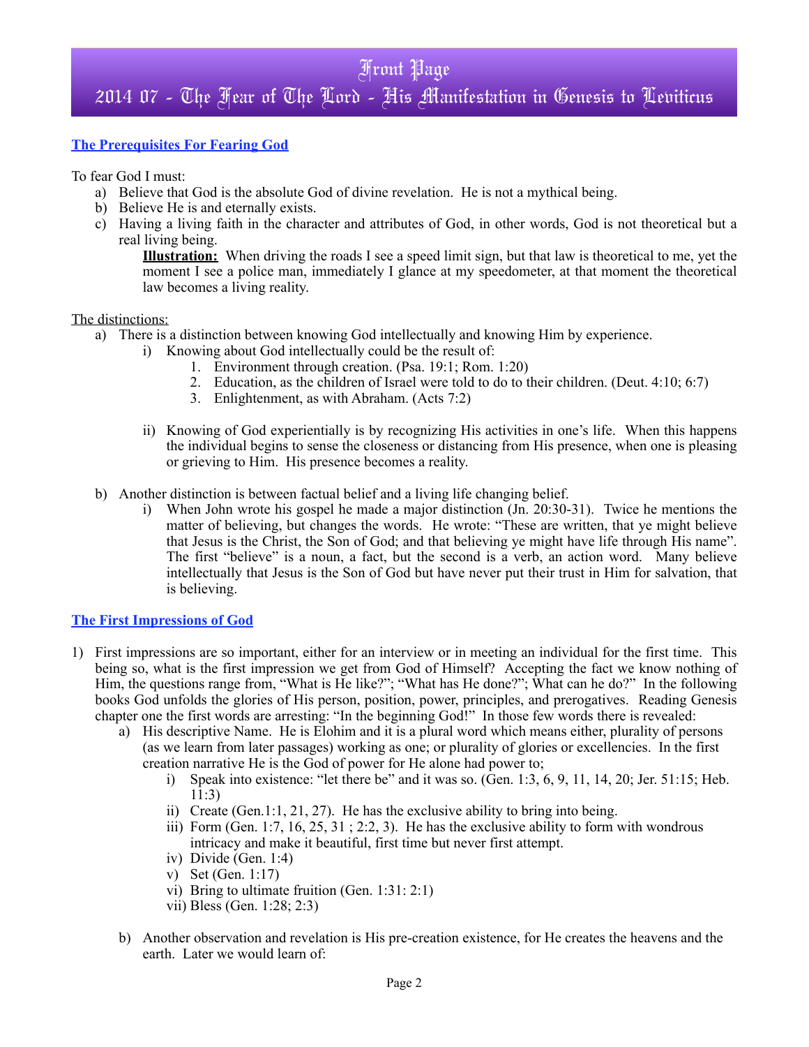# Front Page

## 2014 07 - The Fear of The Lord - His Manifestation in Genesis to Leviticus

### The Prerequisites For Fearing God

To fear God I must:

a) Believe that God is the absolute God of divine revelation. He is not a mythical being.
b) Believe He is and eternally exists.
c) Having a living faith in the character and attributes of God, in other words, God is not theoretical but a real living being.

   **Illustration:** When driving the roads I see a speed limit sign, but that law is theoretical to me, yet the moment I see a police man, immediately I glance at my speedometer, at that moment the theoretical law becomes a living reality.

The distinctions:

a) There is a distinction between knowing God intellectually and knowing Him by experience.
   i) Knowing about God intellectually could be the result of:
      1. Environment through creation. (Psa. 19:1; Rom. 1:20)
      2. Education, as the children of Israel were told to do to their children. (Deut. 4:10; 6:7)
      3. Enlightenment, as with Abraham. (Acts 7:2)

   ii) Knowing of God experientially is by recognizing His activities in one's life. When this happens the individual begins to sense the closeness or distancing from His presence, when one is pleasing or grieving to Him. His presence becomes a reality.

b) Another distinction is between factual belief and a living life changing belief.
   i) When John wrote his gospel he made a major distinction (Jn. 20:30-31). Twice he mentions the matter of believing, but changes the words. He wrote: "These are written, that ye might believe that Jesus is the Christ, the Son of God; and that believing ye might have life through His name". The first "believe" is a noun, a fact, but the second is a verb, an action word. Many believe intellectually that Jesus is the Son of God but have never put their trust in Him for salvation, that is believing.

### The First Impressions of God

1) First impressions are so important, either for an interview or in meeting an individual for the first time. This being so, what is the first impression we get from God of Himself? Accepting the fact we know nothing of Him, the questions range from, "What is He like?"; "What has He done?"; What can he do?" In the following books God unfolds the glories of His person, position, power, principles, and prerogatives. Reading Genesis chapter one the first words are arresting: "In the beginning God!" In those few words there is revealed:
   a) His descriptive Name. He is Elohim and it is a plural word which means either, plurality of persons (as we learn from later passages) working as one; or plurality of glories or excellencies. In the first creation narrative He is the God of power for He alone had power to;
      i) Speak into existence: "let there be" and it was so. (Gen. 1:3, 6, 9, 11, 14, 20; Jer. 51:15; Heb. 11:3)
      ii) Create (Gen.1:1, 21, 27). He has the exclusive ability to bring into being.
      iii) Form (Gen. 1:7, 16, 25, 31 ; 2:2, 3). He has the exclusive ability to form with wondrous intricacy and make it beautiful, first time but never first attempt.
      iv) Divide (Gen. 1:4)
      v) Set (Gen. 1:17)
      vi) Bring to ultimate fruition (Gen. 1:31: 2:1)
      vii) Bless (Gen. 1:28; 2:3)

   b) Another observation and revelation is His pre-creation existence, for He creates the heavens and the earth. Later we would learn of: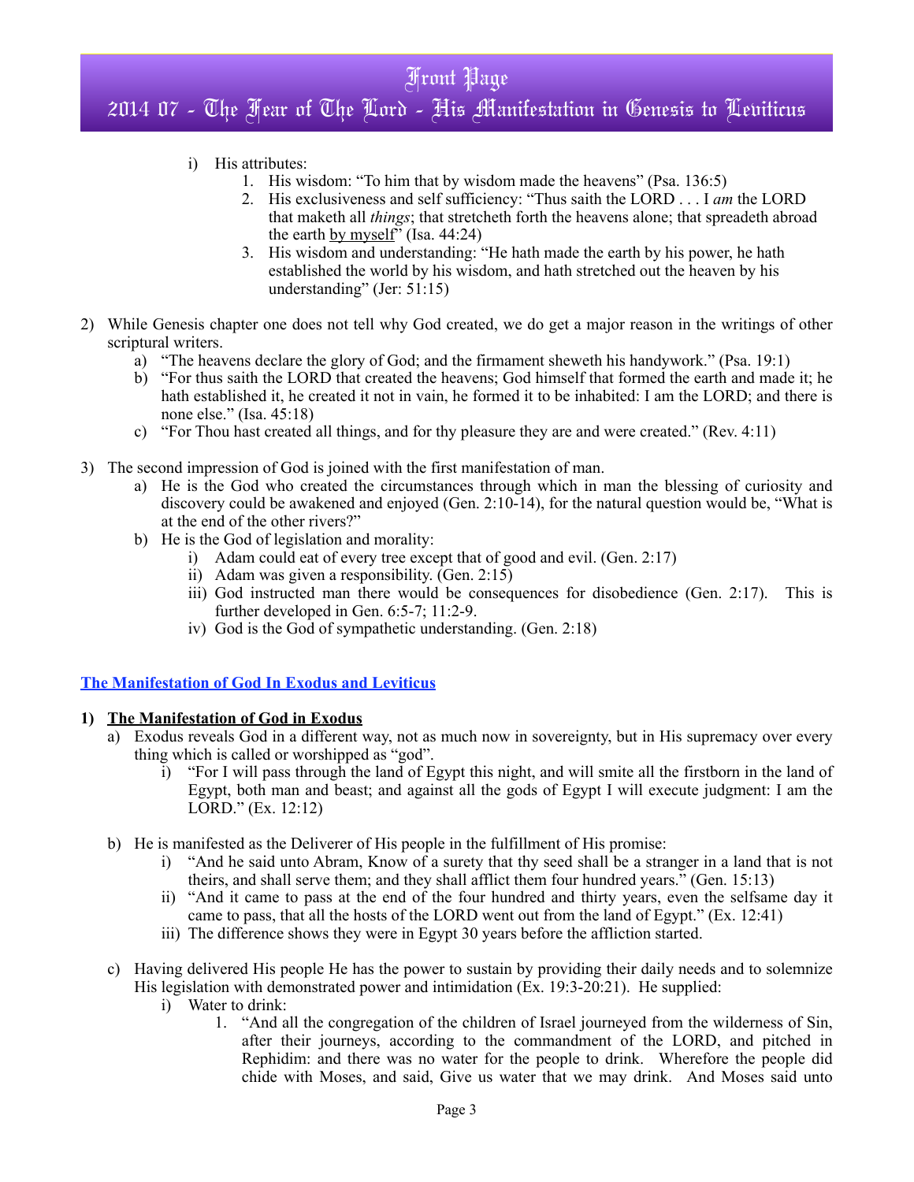- i) His attributes:
    1. His wisdom: "To him that by wisdom made the heavens" (Psa. 136:5)
    2. His exclusiveness and self sufficiency: "Thus saith the LORD . . . I *am* the LORD that maketh all *things*; that stretcheth forth the heavens alone; that spreadeth abroad the earth <u>by myself</u>" (Isa. 44:24)
    3. His wisdom and understanding: "He hath made the earth by his power, he hath established the world by his wisdom, and hath stretched out the heaven by his understanding" (Jer: 51:15)

2) While Genesis chapter one does not tell why God created, we do get a major reason in the writings of other scriptural writers.
    - a) "The heavens declare the glory of God; and the firmament sheweth his handywork." (Psa. 19:1)
    - b) "For thus saith the LORD that created the heavens; God himself that formed the earth and made it; he hath established it, he created it not in vain, he formed it to be inhabited: I am the LORD; and there is none else." (Isa. 45:18)
    - c) "For Thou hast created all things, and for thy pleasure they are and were created." (Rev. 4:11)

3) The second impression of God is joined with the first manifestation of man.
    - a) He is the God who created the circumstances through which in man the blessing of curiosity and discovery could be awakened and enjoyed (Gen. 2:10-14), for the natural question would be, "What is at the end of the other rivers?"
    - b) He is the God of legislation and morality:
        - i) Adam could eat of every tree except that of good and evil. (Gen. 2:17)
        - ii) Adam was given a responsibility. (Gen. 2:15)
        - iii) God instructed man there would be consequences for disobedience (Gen. 2:17). This is further developed in Gen. 6:5-7; 11:2-9.
        - iv) God is the God of sympathetic understanding. (Gen. 2:18)

## The Manifestation of God In Exodus and Leviticus

### 1) The Manifestation of God in Exodus

- a) Exodus reveals God in a different way, not as much now in sovereignty, but in His supremacy over every thing which is called or worshipped as "god".
    - i) "For I will pass through the land of Egypt this night, and will smite all the firstborn in the land of Egypt, both man and beast; and against all the gods of Egypt I will execute judgment: I am the LORD." (Ex. 12:12)

- b) He is manifested as the Deliverer of His people in the fulfillment of His promise:
    - i) "And he said unto Abram, Know of a surety that thy seed shall be a stranger in a land that is not theirs, and shall serve them; and they shall afflict them four hundred years." (Gen. 15:13)
    - ii) "And it came to pass at the end of the four hundred and thirty years, even the selfsame day it came to pass, that all the hosts of the LORD went out from the land of Egypt." (Ex. 12:41)
    - iii) The difference shows they were in Egypt 30 years before the affliction started.

- c) Having delivered His people He has the power to sustain by providing their daily needs and to solemnize His legislation with demonstrated power and intimidation (Ex. 19:3-20:21). He supplied:
    - i) Water to drink:
        1. "And all the congregation of the children of Israel journeyed from the wilderness of Sin, after their journeys, according to the commandment of the LORD, and pitched in Rephidim: and there was no water for the people to drink. Wherefore the people did chide with Moses, and said, Give us water that we may drink. And Moses said unto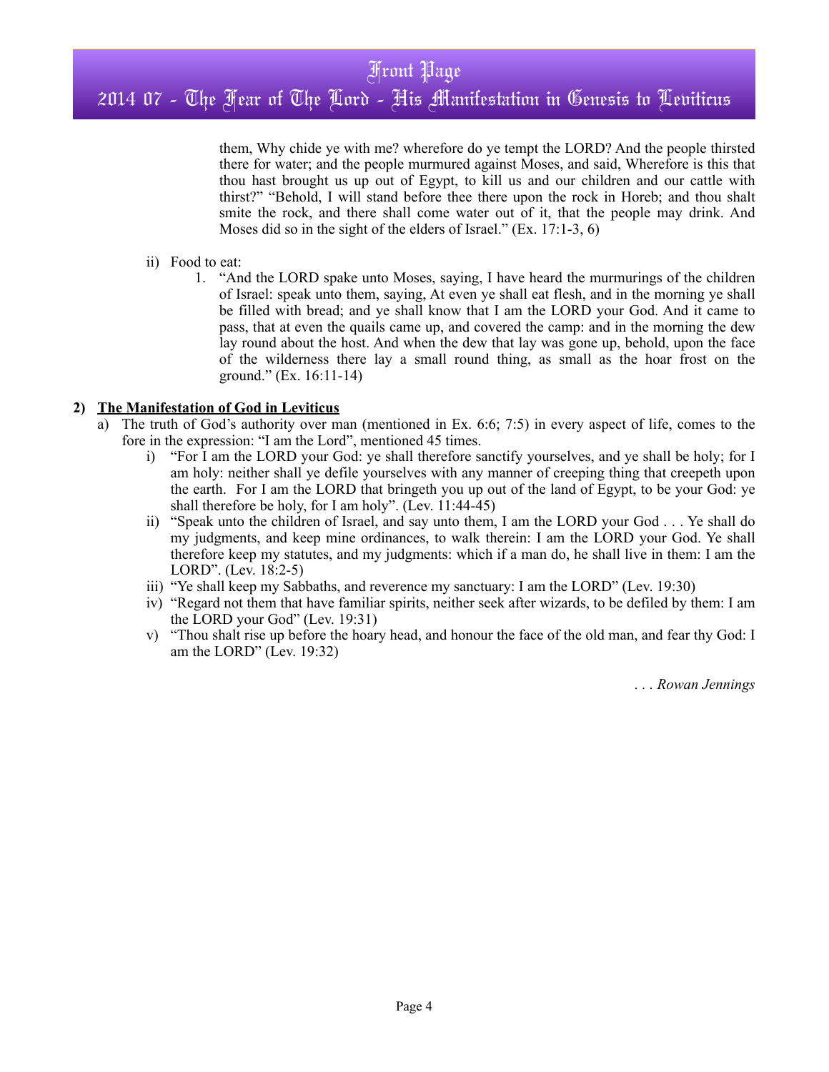them, Why chide ye with me? wherefore do ye tempt the LORD? And the people thirsted there for water; and the people murmured against Moses, and said, Wherefore is this that thou hast brought us up out of Egypt, to kill us and our children and our cattle with thirst?" "Behold, I will stand before thee there upon the rock in Horeb; and thou shalt smite the rock, and there shall come water out of it, that the people may drink. And Moses did so in the sight of the elders of Israel." (Ex. 17:1-3, 6)

ii) Food to eat:

1. "And the LORD spake unto Moses, saying, I have heard the murmurings of the children of Israel: speak unto them, saying, At even ye shall eat flesh, and in the morning ye shall be filled with bread; and ye shall know that I am the LORD your God. And it came to pass, that at even the quails came up, and covered the camp: and in the morning the dew lay round about the host. And when the dew that lay was gone up, behold, upon the face of the wilderness there lay a small round thing, as small as the hoar frost on the ground." (Ex. 16:11-14)

**2) <u>The Manifestation of God in Leviticus</u>**

a) The truth of God's authority over man (mentioned in Ex. 6:6; 7:5) in every aspect of life, comes to the fore in the expression: "I am the Lord", mentioned 45 times.

i) "For I am the LORD your God: ye shall therefore sanctify yourselves, and ye shall be holy; for I am holy: neither shall ye defile yourselves with any manner of creeping thing that creepeth upon the earth. For I am the LORD that bringeth you up out of the land of Egypt, to be your God: ye shall therefore be holy, for I am holy". (Lev. 11:44-45)

ii) "Speak unto the children of Israel, and say unto them, I am the LORD your God . . . Ye shall do my judgments, and keep mine ordinances, to walk therein: I am the LORD your God. Ye shall therefore keep my statutes, and my judgments: which if a man do, he shall live in them: I am the LORD". (Lev. 18:2-5)

iii) "Ye shall keep my Sabbaths, and reverence my sanctuary: I am the LORD" (Lev. 19:30)

iv) "Regard not them that have familiar spirits, neither seek after wizards, to be defiled by them: I am the LORD your God" (Lev. 19:31)

v) "Thou shalt rise up before the hoary head, and honour the face of the old man, and fear thy God: I am the LORD" (Lev. 19:32)

*. . . Rowan Jennings*